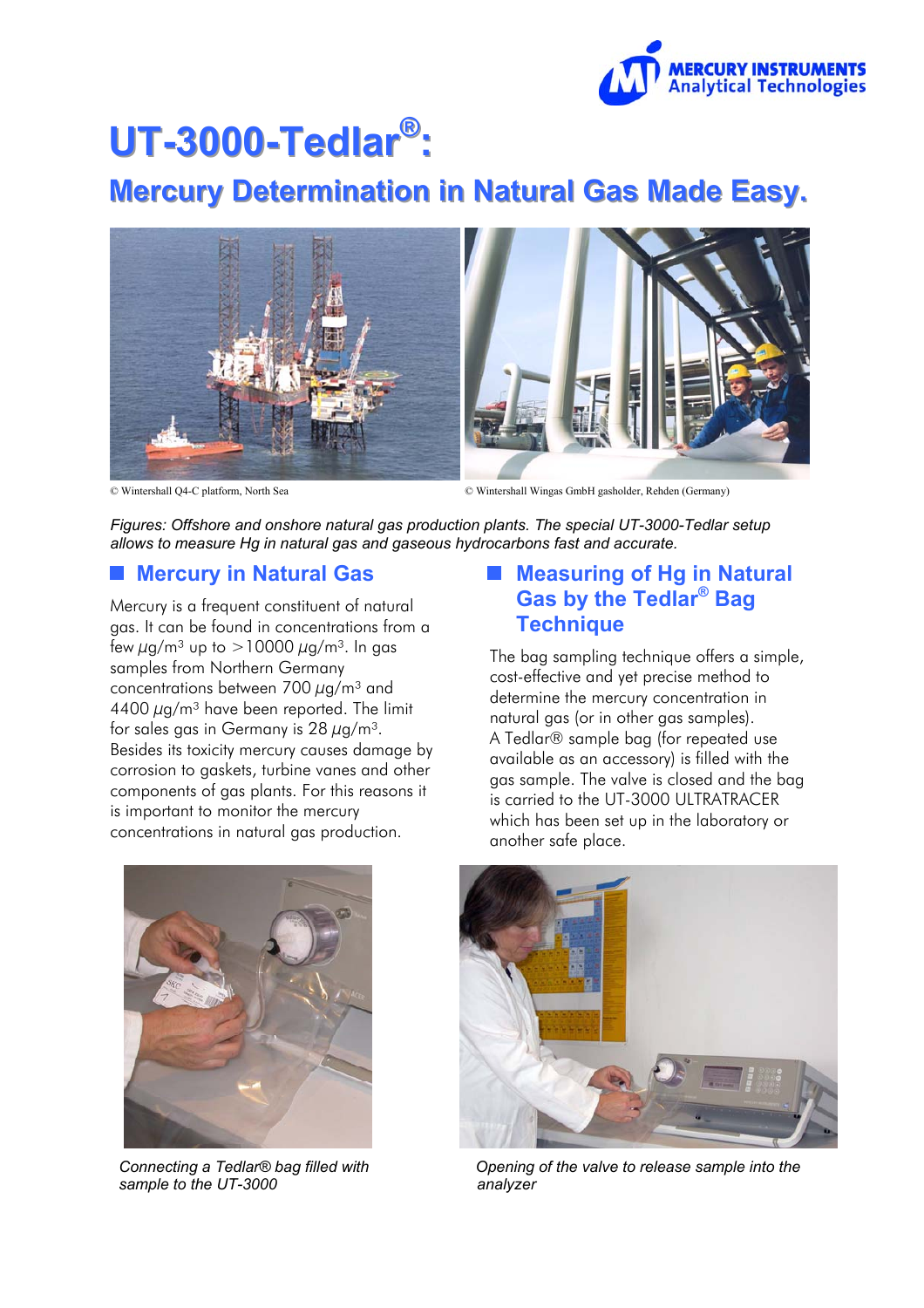# UT-3000-Tedlar®:

## Mercury Determination in Natural Gas Made Easy.

© Wintershall Q4-C platform, North Sea

© Wintershall Wingas GmbH gasholder, Rehden (Germany)

*Figures: Offshore and onshore natural gas production plants. The special UT-3000-Tedlar setup allows to measure Hg in natural gas and gaseous hydrocarbons fast and accurate.*

### Mercury in Natural Gas

Mercury is a frequent constituent of natural gas. It can be found in concentrations from a few $\mu g/m^3$ up to $>10000\ \mu g/m^3$. In gas samples from Northern Germany concentrations between 700 $\mu g/m^3$ and 4400 $\mu g/m^3$ have been reported. The limit for sales gas in Germany is 28 $\mu g/m^3$. Besides its toxicity mercury causes damage by corrosion to gaskets, turbine vanes and other components of gas plants. For this reasons it is important to monitor the mercury concentrations in natural gas production.

### Measuring of Hg in Natural Gas by the Tedlar® Bag Technique

The bag sampling technique offers a simple, cost-effective and yet precise method to determine the mercury concentration in natural gas (or in other gas samples). A Tedlar® sample bag (for repeated use available as an accessory) is filled with the gas sample. The valve is closed and the bag is carried to the UT-3000 ULTRATRACER which has been set up in the laboratory or another safe place.

*Connecting a Tedlar® bag filled with sample to the UT-3000*

*Opening of the valve to release sample into the analyzer*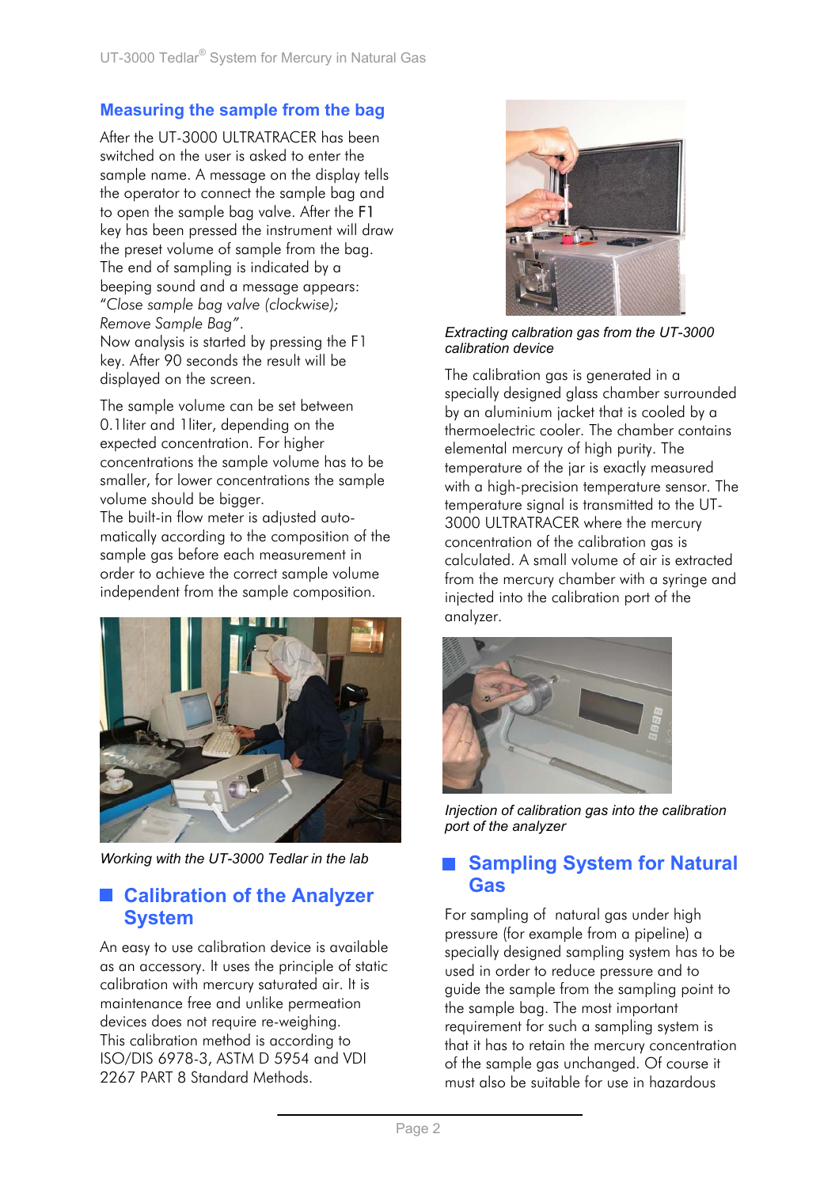## Measuring the sample from the bag

After the UT-3000 ULTRATRACER has been switched on the user is asked to enter the sample name. A message on the display tells the operator to connect the sample bag and to open the sample bag valve. After the F1 key has been pressed the instrument will draw the preset volume of sample from the bag. The end of sampling is indicated by a beeping sound and a message appears: "*Close sample bag valve (clockwise); Remove Sample Bag*".
Now analysis is started by pressing the F1 key. After 90 seconds the result will be displayed on the screen.

The sample volume can be set between 0.1liter and 1liter, depending on the expected concentration. For higher concentrations the sample volume has to be smaller, for lower concentrations the sample volume should be bigger.
The built-in flow meter is adjusted automatically according to the composition of the sample gas before each measurement in order to achieve the correct sample volume independent from the sample composition.

*Working with the UT-3000 Tedlar in the lab*

## Calibration of the Analyzer System

An easy to use calibration device is available as an accessory. It uses the principle of static calibration with mercury saturated air. It is maintenance free and unlike permeation devices does not require re-weighing.
This calibration method is according to ISO/DIS 6978-3, ASTM D 5954 and VDI 2267 PART 8 Standard Methods.

*Extracting calbration gas from the UT-3000 calibration device*

The calibration gas is generated in a specially designed glass chamber surrounded by an aluminium jacket that is cooled by a thermoelectric cooler. The chamber contains elemental mercury of high purity. The temperature of the jar is exactly measured with a high-precision temperature sensor. The temperature signal is transmitted to the UT-3000 ULTRATRACER where the mercury concentration of the calibration gas is calculated. A small volume of air is extracted from the mercury chamber with a syringe and injected into the calibration port of the analyzer.

*Injection of calibration gas into the calibration port of the analyzer*

## Sampling System for Natural Gas

For sampling of natural gas under high pressure (for example from a pipeline) a specially designed sampling system has to be used in order to reduce pressure and to guide the sample from the sampling point to the sample bag. The most important requirement for such a sampling system is that it has to retain the mercury concentration of the sample gas unchanged. Of course it must also be suitable for use in hazardous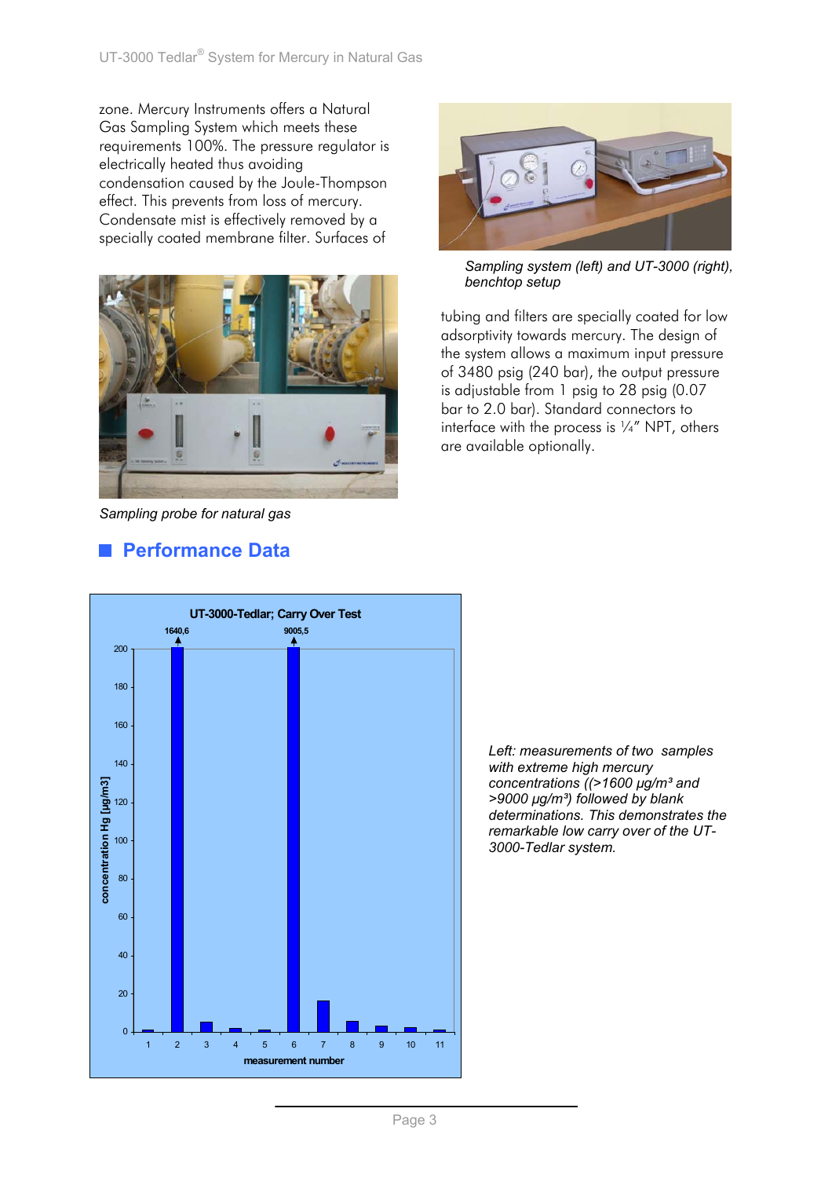zone. Mercury Instruments offers a Natural Gas Sampling System which meets these requirements 100%. The pressure regulator is electrically heated thus avoiding condensation caused by the Joule-Thompson effect. This prevents from loss of mercury. Condensate mist is effectively removed by a specially coated membrane filter. Surfaces of tubing and filters are specially coated for low adsorptivity towards mercury. The design of the system allows a maximum input pressure of 3480 psig (240 bar), the output pressure is adjustable from 1 psig to 28 psig (0.07 bar to 2.0 bar). Standard connectors to interface with the process is ¼" NPT, others are available optionally.

*Sampling system (left) and UT-3000 (right), benchtop setup*

*Sampling probe for natural gas*

## Performance Data

**UT-3000-Tedlar; Carry Over Test**

*Left: measurements of two samples with extreme high mercury concentrations ((>1600 µg/m³ and >9000 µg/m³) followed by blank determinations. This demonstrates the remarkable low carry over of the UT-3000-Tedlar system.*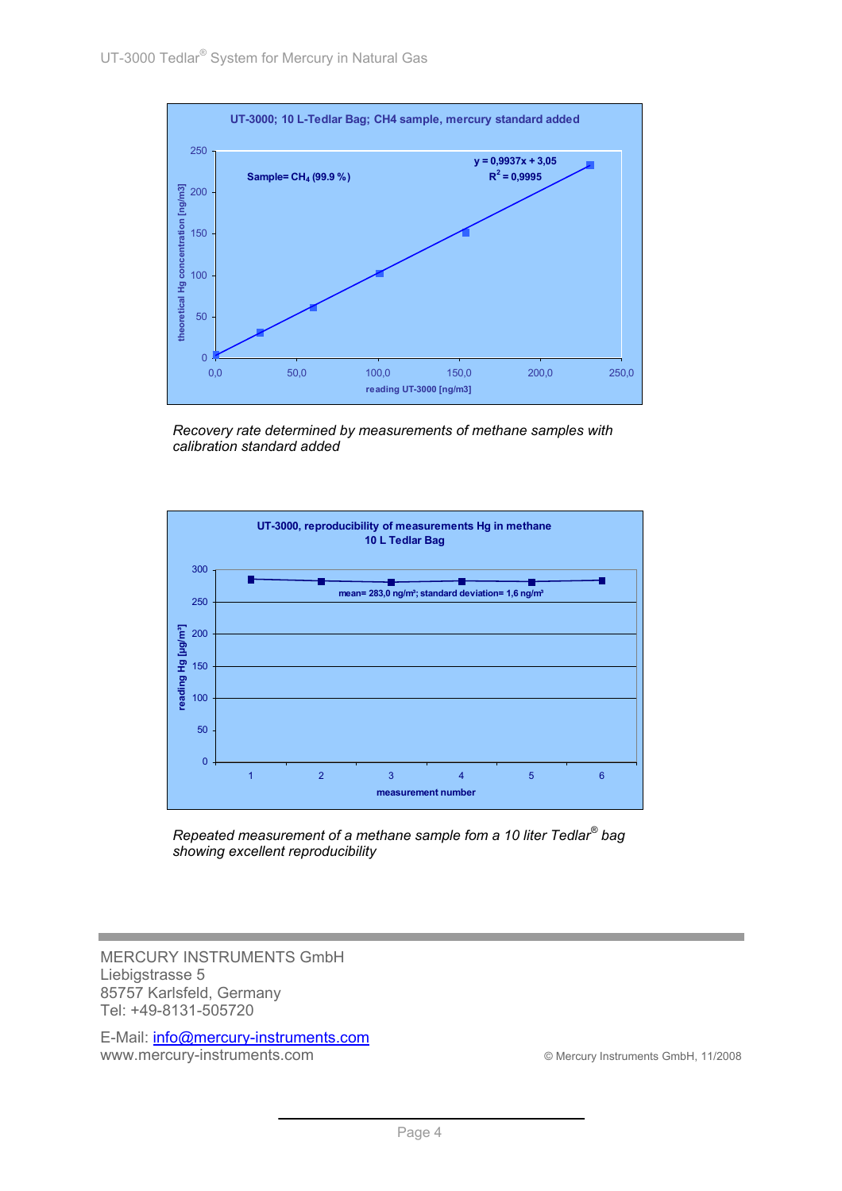UT-3000; 10 L-Tedlar Bag; CH4 sample, mercury standard added

Sample= $CH_4$ (99.9 %)

y = 0,9937x + 3,05

$R^2$ = 0,9995

theoretical Hg concentration [ng/m3]

0
50
100
150
200
250

0,0
50,0
100,0
150,0
200,0
250,0

reading UT-3000 [ng/m3]

*Recovery rate determined by measurements of methane samples with calibration standard added*

UT-3000, reproducibility of measurements Hg in methane
10 L Tedlar Bag

mean= 283,0 ng/m³; standard deviation= 1,6 ng/m³

reading Hg [µg/m³]

0
50
100
150
200
250
300

1
2
3
4
5
6

measurement number

*Repeated measurement of a methane sample fom a 10 liter Tedlar® bag showing excellent reproducibility*

MERCURY INSTRUMENTS GmbH
Liebigstrasse 5
85757 Karlsfeld, Germany
Tel: +49-8131-505720

E-Mail: info@mercury-instruments.com
www.mercury-instruments.com

© Mercury Instruments GmbH, 11/2008